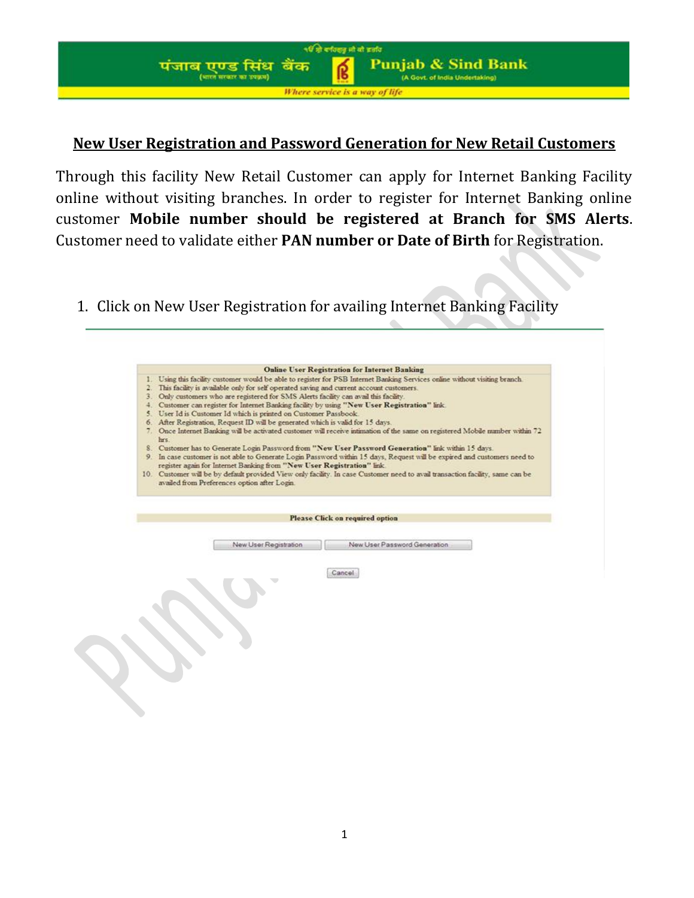# New User Registration and Password Generation for New Retail Customers

Through this facility New Retail Customer can apply for Internet Banking Facility online without visiting branches. In order to register for Internet Banking online customer **Mobile number should be registered at Branch for SMS Alerts**. Customer need to validate either **PAN number or Date of Birth** for Registration.

1. Click on New User Registration for availing Internet Banking Facility

**Online User Registration for Internet Banking**

1. Using this facility customer would be able to register for PSB Internet Banking Services online without visiting branch.
2. This facility is available only for self operated saving and current account customers.
3. Only customers who are registered for SMS Alerts facility can avail this facility.
4. Customer can register for Internet Banking facility by using **"New User Registration"** link.
5. User Id is Customer Id which is printed on Customer Passbook.
6. After Registration, Request ID will be generated which is valid for 15 days.
7. Once Internet Banking will be activated customer will receive intimation of the same on registered Mobile number within 72 hrs.
8. Customer has to Generate Login Password from **"New User Password Generation"** link within 15 days.
9. In case customer is not able to Generate Login Password within 15 days, Request will be expired and customers need to register again for Internet Banking from **"New User Registration"** link.
10. Customer will be by default provided View only facility. In case Customer need to avail transaction facility, same can be availed from Preferences option after Login.

**Please Click on required option**

New User Registration | New User Password Generation

Cancel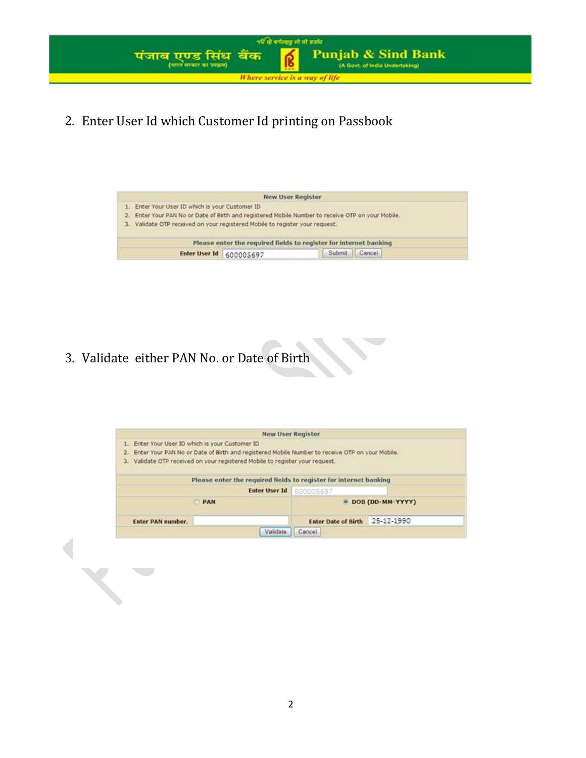2. Enter User Id which Customer Id printing on Passbook

| New User Register |
|---|
| 1. Enter Your User ID which is your Customer ID<br>2. Enter Your PAN No or Date of Birth and registered Mobile Number to receive OTP on your Mobile.<br>3. Validate OTP received on your registered Mobile to register your request. |
| Please enter the required fields to register for internet banking |
| **Enter User Id** 600005697 Submit Cancel |

3. Validate either PAN No. or Date of Birth

| New User Register | |
|---|---|
| 1. Enter Your User ID which is your Customer ID<br>2. Enter Your PAN No or Date of Birth and registered Mobile Number to receive OTP on your Mobile.<br>3. Validate OTP received on your registered Mobile to register your request. | |
| Please enter the required fields to register for internet banking | |
| **Enter User Id** | 600005697 |
| PAN | DOB (DD-MM-YYYY) |
| **Enter PAN number.** | **Enter Date of Birth** 25-12-1990 |
| Validate | Cancel |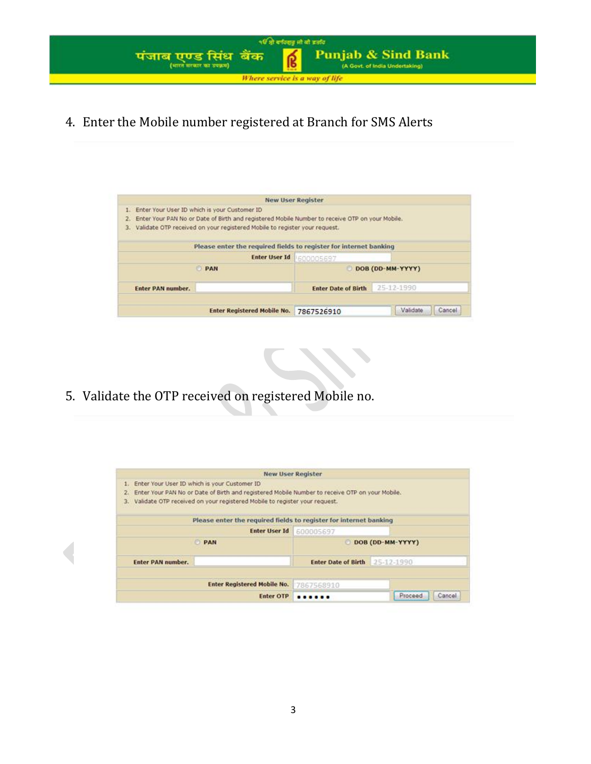4. Enter the Mobile number registered at Branch for SMS Alerts

**New User Register**

1. Enter Your User ID which is your Customer ID
2. Enter Your PAN No or Date of Birth and registered Mobile Number to receive OTP on your Mobile.
3. Validate OTP received on your registered Mobile to register your request.

**Please enter the required fields to register for internet banking**

| | |
|---|---|
| **Enter User Id** | 600005697 |
| PAN | DOB (DD-MM-YYYY) |
| **Enter PAN number.** | **Enter Date of Birth** 25-12-1990 |
| **Enter Registered Mobile No.** | 7867526910 [Validate] [Cancel] |

5. Validate the OTP received on registered Mobile no.

**New User Register**

1. Enter Your User ID which is your Customer ID
2. Enter Your PAN No or Date of Birth and registered Mobile Number to receive OTP on your Mobile.
3. Validate OTP received on your registered Mobile to register your request.

**Please enter the required fields to register for internet banking**

| | |
|---|---|
| **Enter User Id** | 600005697 |
| PAN | DOB (DD-MM-YYYY) |
| **Enter PAN number.** | **Enter Date of Birth** 25-12-1990 |
| **Enter Registered Mobile No.** | 7867568910 |
| **Enter OTP** | •••••• [Proceed] [Cancel] |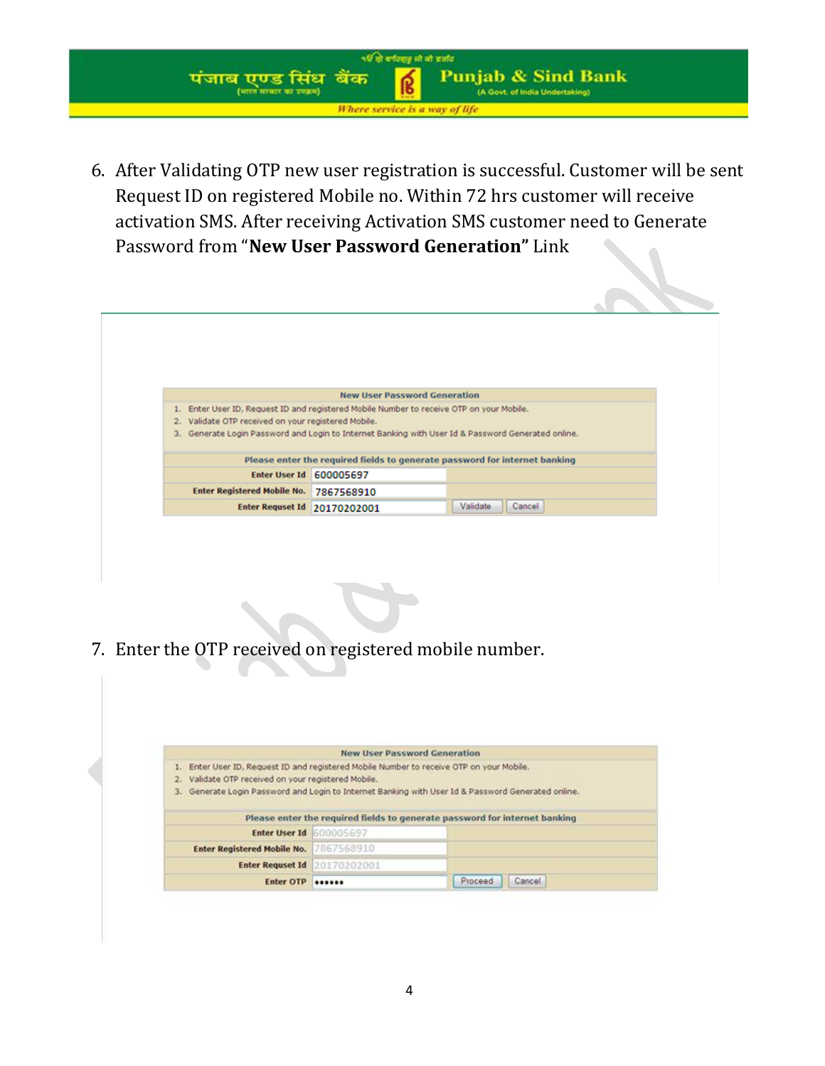6. After Validating OTP new user registration is successful. Customer will be sent Request ID on registered Mobile no. Within 72 hrs customer will receive activation SMS. After receiving Activation SMS customer need to Generate Password from "**New User Password Generation"** Link

**New User Password Generation**

1. Enter User ID, Request ID and registered Mobile Number to receive OTP on your Mobile.
2. Validate OTP received on your registered Mobile.
3. Generate Login Password and Login to Internet Banking with User Id & Password Generated online.

**Please enter the required fields to generate password for internet banking**

| | | |
|---|---|---|
| Enter User Id | 600005697 | |
| Enter Registered Mobile No. | 7867568910 | |
| Enter Requset Id | 20170202001 | Validate Cancel |

7. Enter the OTP received on registered mobile number.

**New User Password Generation**

1. Enter User ID, Request ID and registered Mobile Number to receive OTP on your Mobile.
2. Validate OTP received on your registered Mobile.
3. Generate Login Password and Login to Internet Banking with User Id & Password Generated online.

**Please enter the required fields to generate password for internet banking**

| | | |
|---|---|---|
| Enter User Id | 600005697 | |
| Enter Registered Mobile No. | 7867568910 | |
| Enter Requset Id | 20170202001 | |
| Enter OTP | •••••• | Proceed Cancel |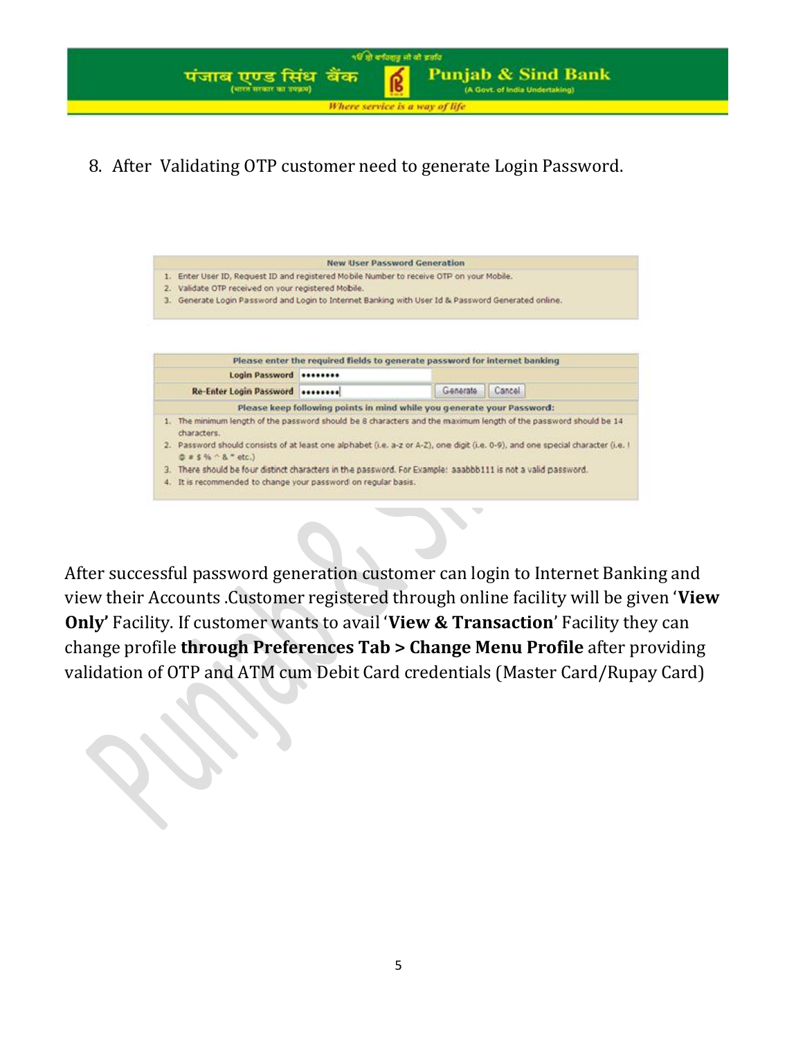8. After Validating OTP customer need to generate Login Password.

**New User Password Generation**

1. Enter User ID, Request ID and registered Mobile Number to receive OTP on your Mobile.
2. Validate OTP received on your registered Mobile.
3. Generate Login Password and Login to Internet Banking with User Id & Password Generated online.

**Please enter the required fields to generate password for internet banking**

| | |
|---|---|
| Login Password | •••••••• |
| Re-Enter Login Password | •••••••• |

Generate | Cancel

**Please keep following points in mind while you generate your Password:**

1. The minimum length of the password should be 8 characters and the maximum length of the password should be 14 characters.
2. Password should consists of at least one alphabet (i.e. a-z or A-Z), one digit (i.e. 0-9), and one special character (i.e. ! @ # $ % ^ & * etc.)
3. There should be four distinct characters in the password. For Example: aaabbb111 is not a valid password.
4. It is recommended to change your password on regular basis.

After successful password generation customer can login to Internet Banking and view their Accounts .Customer registered through online facility will be given '**View Only'** Facility. If customer wants to avail '**View & Transaction**' Facility they can change profile **through Preferences Tab > Change Menu Profile** after providing validation of OTP and ATM cum Debit Card credentials (Master Card/Rupay Card)